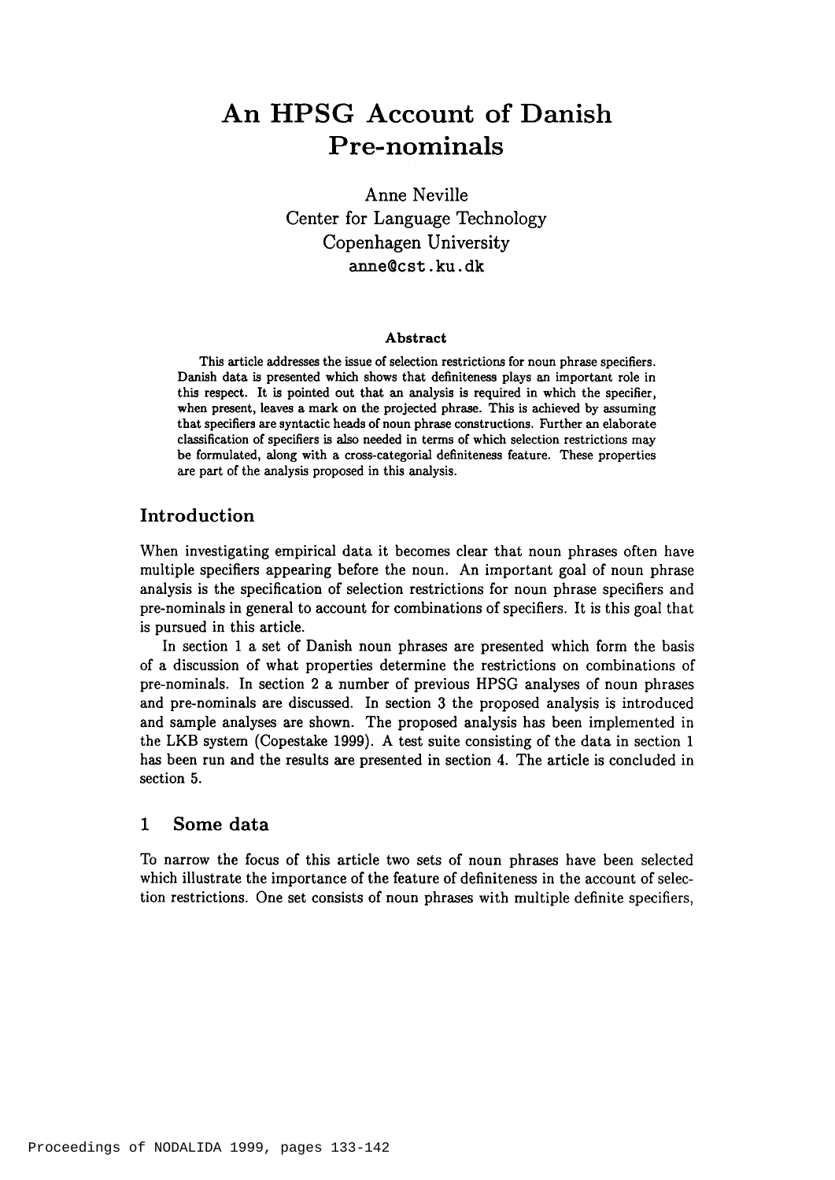# An HPSG Account of Danish Pre-nominals

Anne Neville
Center for Language Technology
Copenhagen University
anne@cst.ku.dk

**Abstract**

This article addresses the issue of selection restrictions for noun phrase specifiers. Danish data is presented which shows that definiteness plays an important role in this respect. It is pointed out that an analysis is required in which the specifier, when present, leaves a mark on the projected phrase. This is achieved by assuming that specifiers are syntactic heads of noun phrase constructions. Further an elaborate classification of specifiers is also needed in terms of which selection restrictions may be formulated, along with a cross-categorial definiteness feature. These properties are part of the analysis proposed in this analysis.

## Introduction

When investigating empirical data it becomes clear that noun phrases often have multiple specifiers appearing before the noun. An important goal of noun phrase analysis is the specification of selection restrictions for noun phrase specifiers and pre-nominals in general to account for combinations of specifiers. It is this goal that is pursued in this article.

In section 1 a set of Danish noun phrases are presented which form the basis of a discussion of what properties determine the restrictions on combinations of pre-nominals. In section 2 a number of previous HPSG analyses of noun phrases and pre-nominals are discussed. In section 3 the proposed analysis is introduced and sample analyses are shown. The proposed analysis has been implemented in the LKB system (Copestake 1999). A test suite consisting of the data in section 1 has been run and the results are presented in section 4. The article is concluded in section 5.

## 1 Some data

To narrow the focus of this article two sets of noun phrases have been selected which illustrate the importance of the feature of definiteness in the account of selection restrictions. One set consists of noun phrases with multiple definite specifiers,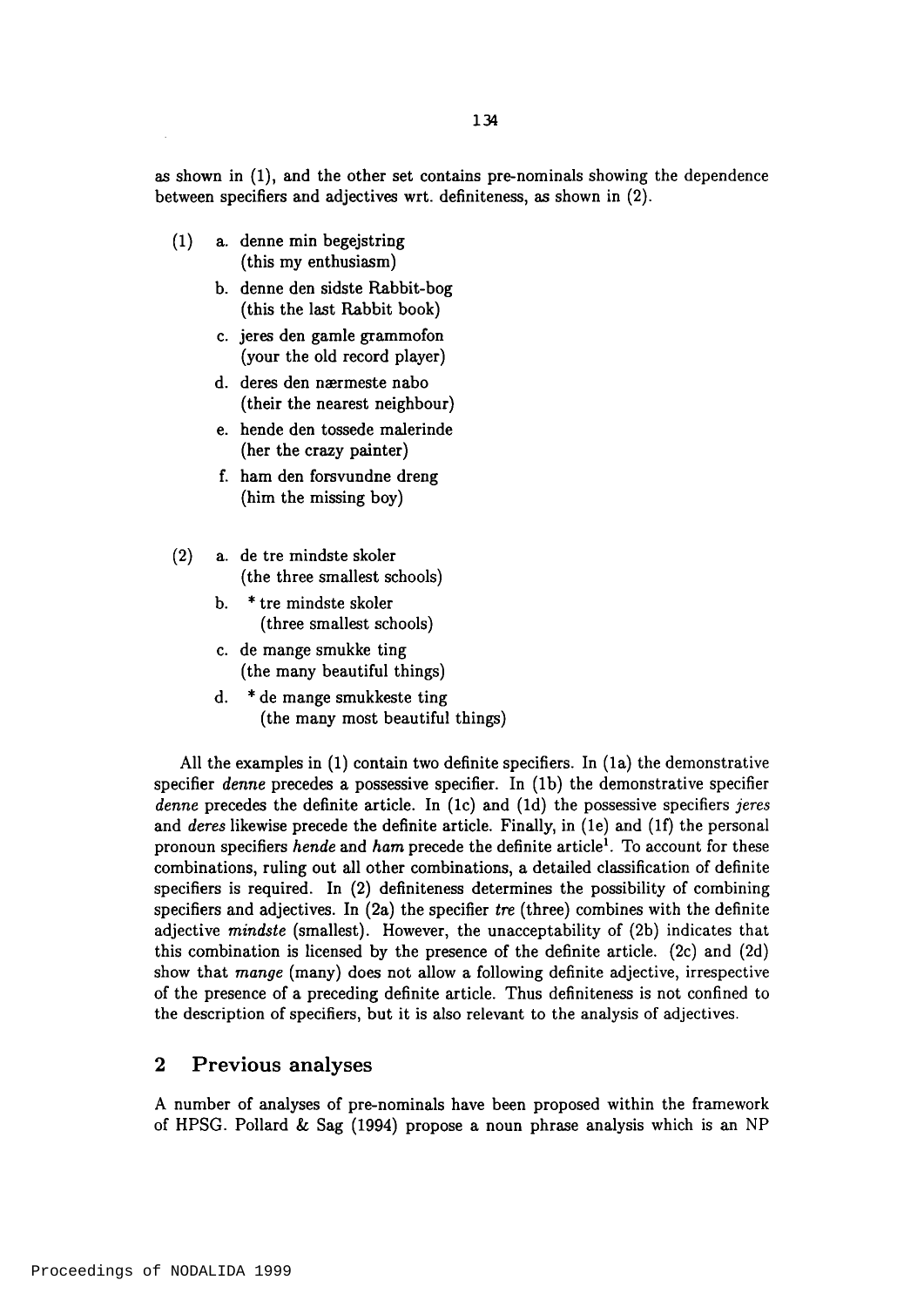as shown in (1), and the other set contains pre-nominals showing the dependence between specifiers and adjectives wrt. definiteness, as shown in (2).

(1) a. denne min begejstring
   (this my enthusiasm)

   b. denne den sidste Rabbit-bog
   (this the last Rabbit book)

   c. jeres den gamle grammofon
   (your the old record player)

   d. deres den nærmeste nabo
   (their the nearest neighbour)

   e. hende den tossede malerinde
   (her the crazy painter)

   f. ham den forsvundne dreng
   (him the missing boy)

(2) a. de tre mindste skoler
   (the three smallest schools)

   b. * tre mindste skoler
   (three smallest schools)

   c. de mange smukke ting
   (the many beautiful things)

   d. * de mange smukkeste ting
   (the many most beautiful things)

All the examples in (1) contain two definite specifiers. In (1a) the demonstrative specifier *denne* precedes a possessive specifier. In (1b) the demonstrative specifier *denne* precedes the definite article. In (1c) and (1d) the possessive specifiers *jeres* and *deres* likewise precede the definite article. Finally, in (1e) and (1f) the personal pronoun specifiers *hende* and *ham* precede the definite article[1]. To account for these combinations, ruling out all other combinations, a detailed classification of definite specifiers is required. In (2) definiteness determines the possibility of combining specifiers and adjectives. In (2a) the specifier *tre* (three) combines with the definite adjective *mindste* (smallest). However, the unacceptability of (2b) indicates that this combination is licensed by the presence of the definite article. (2c) and (2d) show that *mange* (many) does not allow a following definite adjective, irrespective of the presence of a preceding definite article. Thus definiteness is not confined to the description of specifiers, but it is also relevant to the analysis of adjectives.

## 2 Previous analyses

A number of analyses of pre-nominals have been proposed within the framework of HPSG. Pollard & Sag (1994) propose a noun phrase analysis which is an NP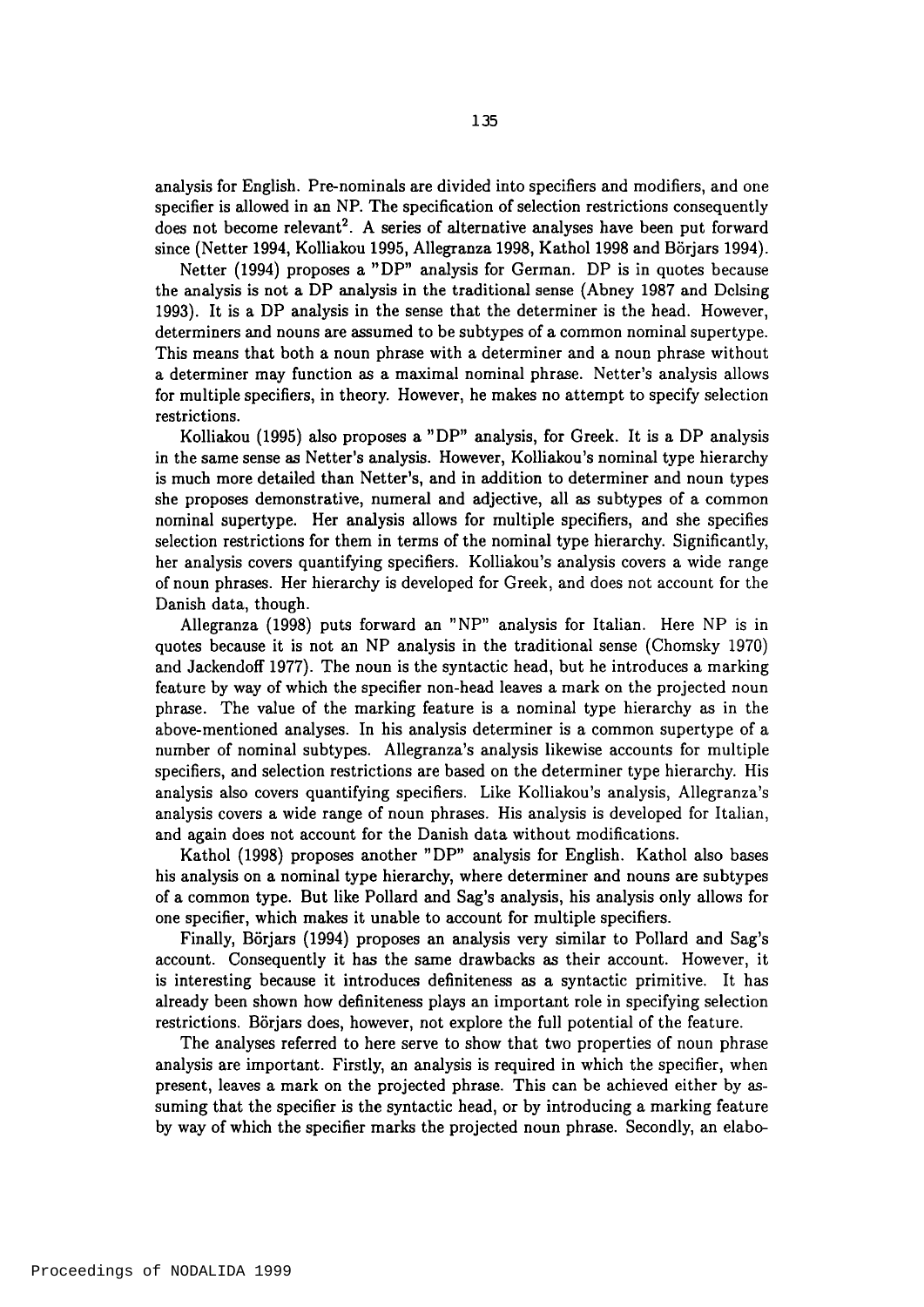analysis for English. Pre-nominals are divided into specifiers and modifiers, and one specifier is allowed in an NP. The specification of selection restrictions consequently does not become relevant[2]. A series of alternative analyses have been put forward since (Netter 1994, Kolliakou 1995, Allegranza 1998, Kathol 1998 and Börjars 1994).

Netter (1994) proposes a "DP" analysis for German. DP is in quotes because the analysis is not a DP analysis in the traditional sense (Abney 1987 and Delsing 1993). It is a DP analysis in the sense that the determiner is the head. However, determiners and nouns are assumed to be subtypes of a common nominal supertype. This means that both a noun phrase with a determiner and a noun phrase without a determiner may function as a maximal nominal phrase. Netter's analysis allows for multiple specifiers, in theory. However, he makes no attempt to specify selection restrictions.

Kolliakou (1995) also proposes a "DP" analysis, for Greek. It is a DP analysis in the same sense as Netter's analysis. However, Kolliakou's nominal type hierarchy is much more detailed than Netter's, and in addition to determiner and noun types she proposes demonstrative, numeral and adjective, all as subtypes of a common nominal supertype. Her analysis allows for multiple specifiers, and she specifies selection restrictions for them in terms of the nominal type hierarchy. Significantly, her analysis covers quantifying specifiers. Kolliakou's analysis covers a wide range of noun phrases. Her hierarchy is developed for Greek, and does not account for the Danish data, though.

Allegranza (1998) puts forward an "NP" analysis for Italian. Here NP is in quotes because it is not an NP analysis in the traditional sense (Chomsky 1970) and Jackendoff 1977). The noun is the syntactic head, but he introduces a marking feature by way of which the specifier non-head leaves a mark on the projected noun phrase. The value of the marking feature is a nominal type hierarchy as in the above-mentioned analyses. In his analysis determiner is a common supertype of a number of nominal subtypes. Allegranza's analysis likewise accounts for multiple specifiers, and selection restrictions are based on the determiner type hierarchy. His analysis also covers quantifying specifiers. Like Kolliakou's analysis, Allegranza's analysis covers a wide range of noun phrases. His analysis is developed for Italian, and again does not account for the Danish data without modifications.

Kathol (1998) proposes another "DP" analysis for English. Kathol also bases his analysis on a nominal type hierarchy, where determiner and nouns are subtypes of a common type. But like Pollard and Sag's analysis, his analysis only allows for one specifier, which makes it unable to account for multiple specifiers.

Finally, Börjars (1994) proposes an analysis very similar to Pollard and Sag's account. Consequently it has the same drawbacks as their account. However, it is interesting because it introduces definiteness as a syntactic primitive. It has already been shown how definiteness plays an important role in specifying selection restrictions. Börjars does, however, not explore the full potential of the feature.

The analyses referred to here serve to show that two properties of noun phrase analysis are important. Firstly, an analysis is required in which the specifier, when present, leaves a mark on the projected phrase. This can be achieved either by assuming that the specifier is the syntactic head, or by introducing a marking feature by way of which the specifier marks the projected noun phrase. Secondly, an elabo-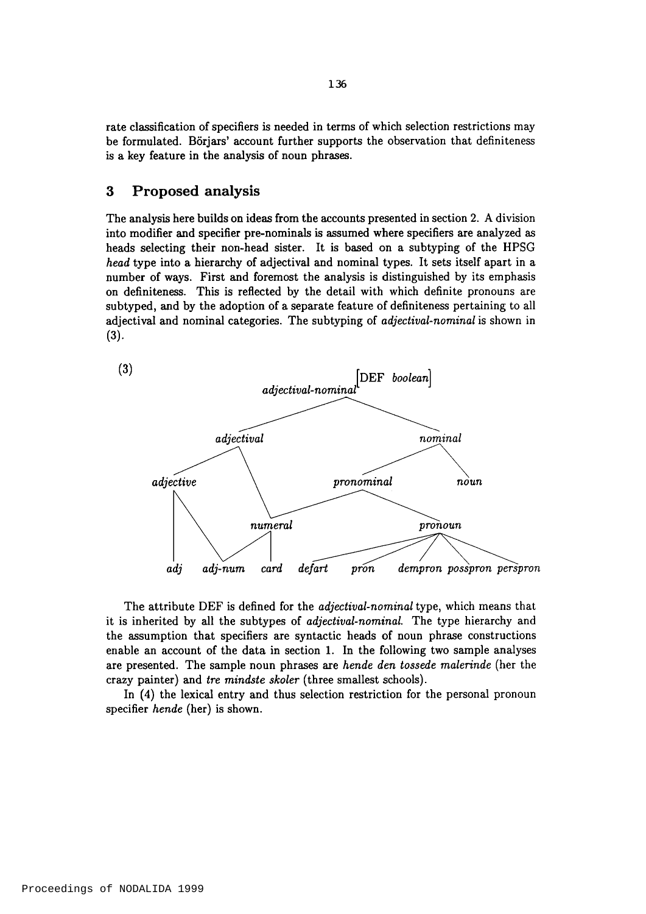rate classification of specifiers is needed in terms of which selection restrictions may be formulated. Börjars' account further supports the observation that definiteness is a key feature in the analysis of noun phrases.

## 3 Proposed analysis

The analysis here builds on ideas from the accounts presented in section 2. A division into modifier and specifier pre-nominals is assumed where specifiers are analyzed as heads selecting their non-head sister. It is based on a subtyping of the HPSG *head* type into a hierarchy of adjectival and nominal types. It sets itself apart in a number of ways. First and foremost the analysis is distinguished by its emphasis on definiteness. This is reflected by the detail with which definite pronouns are subtyped, and by the adoption of a separate feature of definiteness pertaining to all adjectival and nominal categories. The subtyping of *adjectival-nominal* is shown in (3).

(3)

```
                    adjectival-nominal [DEF boolean]
                   /                              \
            adjectival                           nominal
            /        \                          /       \
      adjective       \                 pronominal      noun
       |     \         \               /         \
       |      \         numeral ------            pronoun
       |       \        /    |              /    /    |     \       \
      adj     adj-num       card       defart  pron  dempron  posspron  perspron
```

The attribute DEF is defined for the *adjectival-nominal* type, which means that it is inherited by all the subtypes of *adjectival-nominal*. The type hierarchy and the assumption that specifiers are syntactic heads of noun phrase constructions enable an account of the data in section 1. In the following two sample analyses are presented. The sample noun phrases are *hende den tossede malerinde* (her the crazy painter) and *tre mindste skoler* (three smallest schools).

In (4) the lexical entry and thus selection restriction for the personal pronoun specifier *hende* (her) is shown.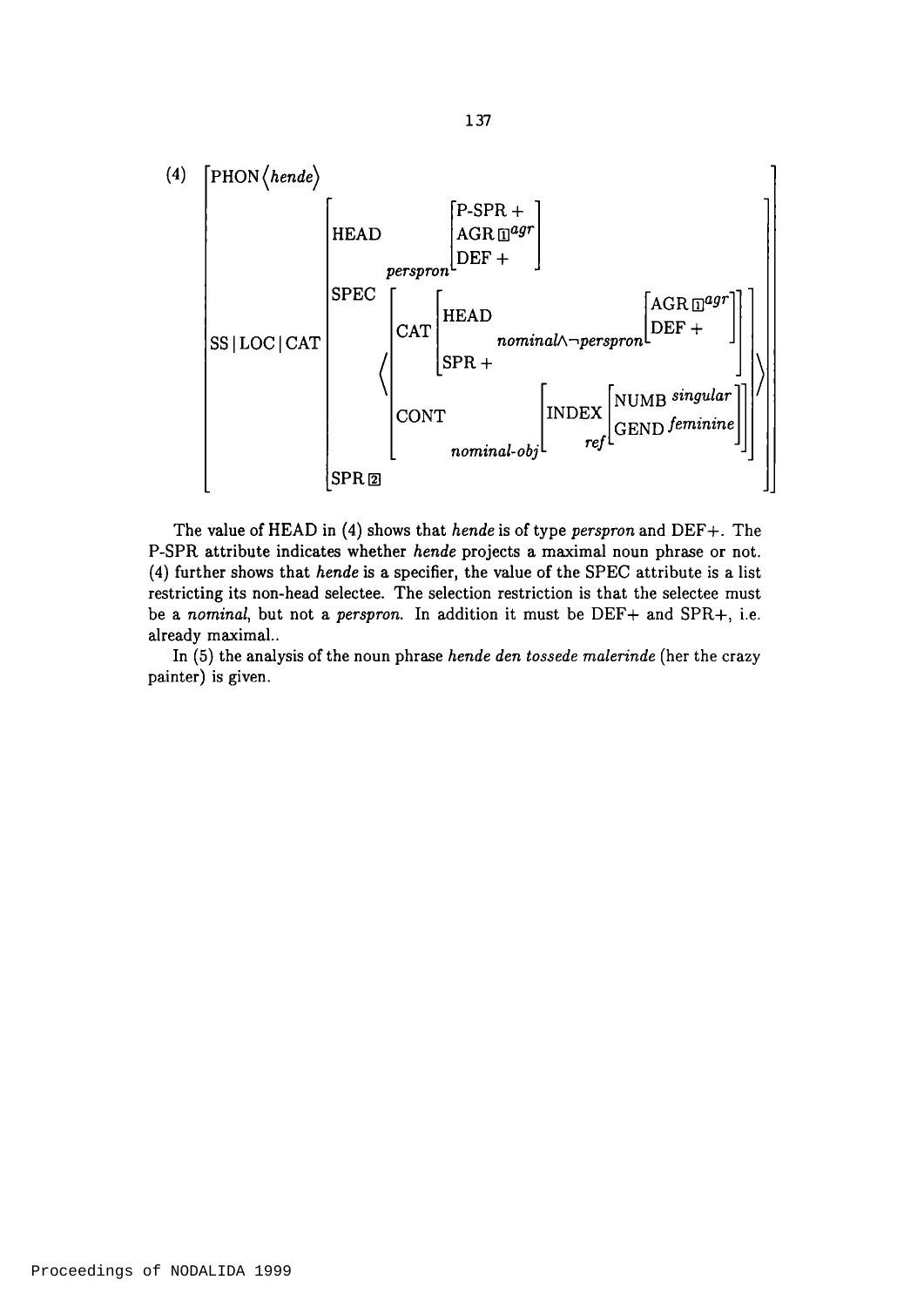(4)

$$
\begin{bmatrix}
\text{PHON}\langle \textit{hende} \rangle \\
\text{SS}|\text{LOC}|\text{CAT}
\begin{bmatrix}
\text{HEAD} \; {}_{\textit{perspron}}\begin{bmatrix} \text{P-SPR} + \\ \text{AGR} \; \boxed{1}^{\textit{agr}} \\ \text{DEF} + \end{bmatrix} \\
\text{SPEC} \left\langle \begin{bmatrix}
\text{CAT} \begin{bmatrix} \text{HEAD} \; {}_{\textit{nominal} \wedge \neg \textit{perspron}}\begin{bmatrix} \text{AGR} \; \boxed{1}^{\textit{agr}} \\ \text{DEF} + \end{bmatrix} \\ \text{SPR} + \end{bmatrix} \\
\text{CONT} \; {}_{\textit{nominal-obj}}\begin{bmatrix} \text{INDEX} \; {}_{\textit{ref}}\begin{bmatrix} \text{NUMB} \; \textit{singular} \\ \text{GEND} \; \textit{feminine} \end{bmatrix} \end{bmatrix}
\end{bmatrix} \right\rangle \\
\text{SPR} \; \boxed{2}
\end{bmatrix}
\end{bmatrix}
$$

The value of HEAD in (4) shows that *hende* is of type *perspron* and DEF+. The P-SPR attribute indicates whether *hende* projects a maximal noun phrase or not. (4) further shows that *hende* is a specifier, the value of the SPEC attribute is a list restricting its non-head selectee. The selection restriction is that the selectee must be a *nominal*, but not a *perspron*. In addition it must be DEF+ and SPR+, i.e. already maximal..

In (5) the analysis of the noun phrase *hende den tossede malerinde* (her the crazy painter) is given.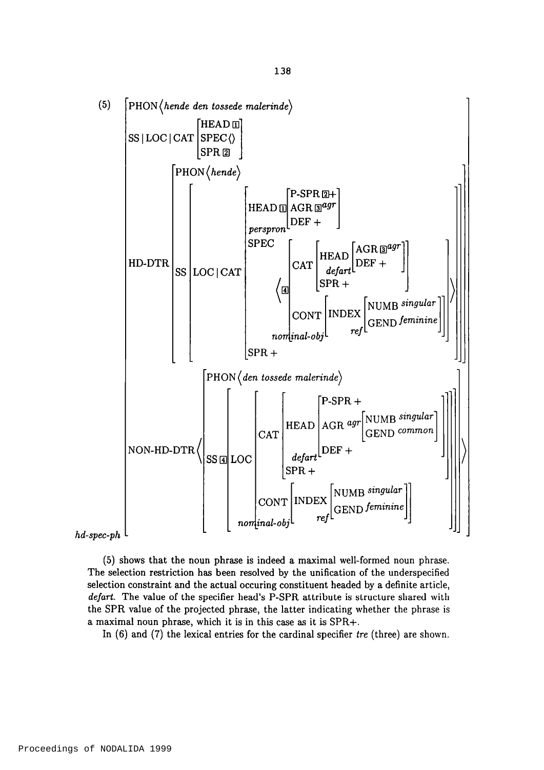(5) *hd-spec-ph*

```
[ PHON ⟨hende den tossede malerinde⟩
  SS|LOC|CAT [ HEAD [1]
               SPEC ⟨⟩
               SPR [2] ]
  HD-DTR [ PHON ⟨hende⟩
           SS [ LOC|CAT [ HEAD [1] perspron [ P-SPR [2]+
                                              AGR [3] agr
                                              DEF + ]
                          SPEC ⟨ [4] [ CAT [ HEAD defart [ AGR [3] agr
                                                           DEF + ]
                                             SPR + ]
                                       CONT nominal-obj [ INDEX ref [ NUMB singular
                                                                      GEND feminine ] ] ] ⟩
                          SPR + ] ] ]
  NON-HD-DTR ⟨ [ PHON ⟨den tossede malerinde⟩
                 SS [4] [ LOC [ CAT [ HEAD defart [ P-SPR +
                                                    AGR agr [ NUMB singular
                                                              GEND common ]
                                                    DEF + ]
                                      SPR + ]
                                CONT nominal-obj [ INDEX ref [ NUMB singular
                                                               GEND feminine ] ] ] ] ] ⟩ ]
```

(5) shows that the noun phrase is indeed a maximal well-formed noun phrase. The selection restriction has been resolved by the unification of the underspecified selection constraint and the actual occuring constituent headed by a definite article, *defart*. The value of the specifier head's P-SPR attribute is structure shared with the SPR value of the projected phrase, the latter indicating whether the phrase is a maximal noun phrase, which it is in this case as it is SPR+.

In (6) and (7) the lexical entries for the cardinal specifier *tre* (three) are shown.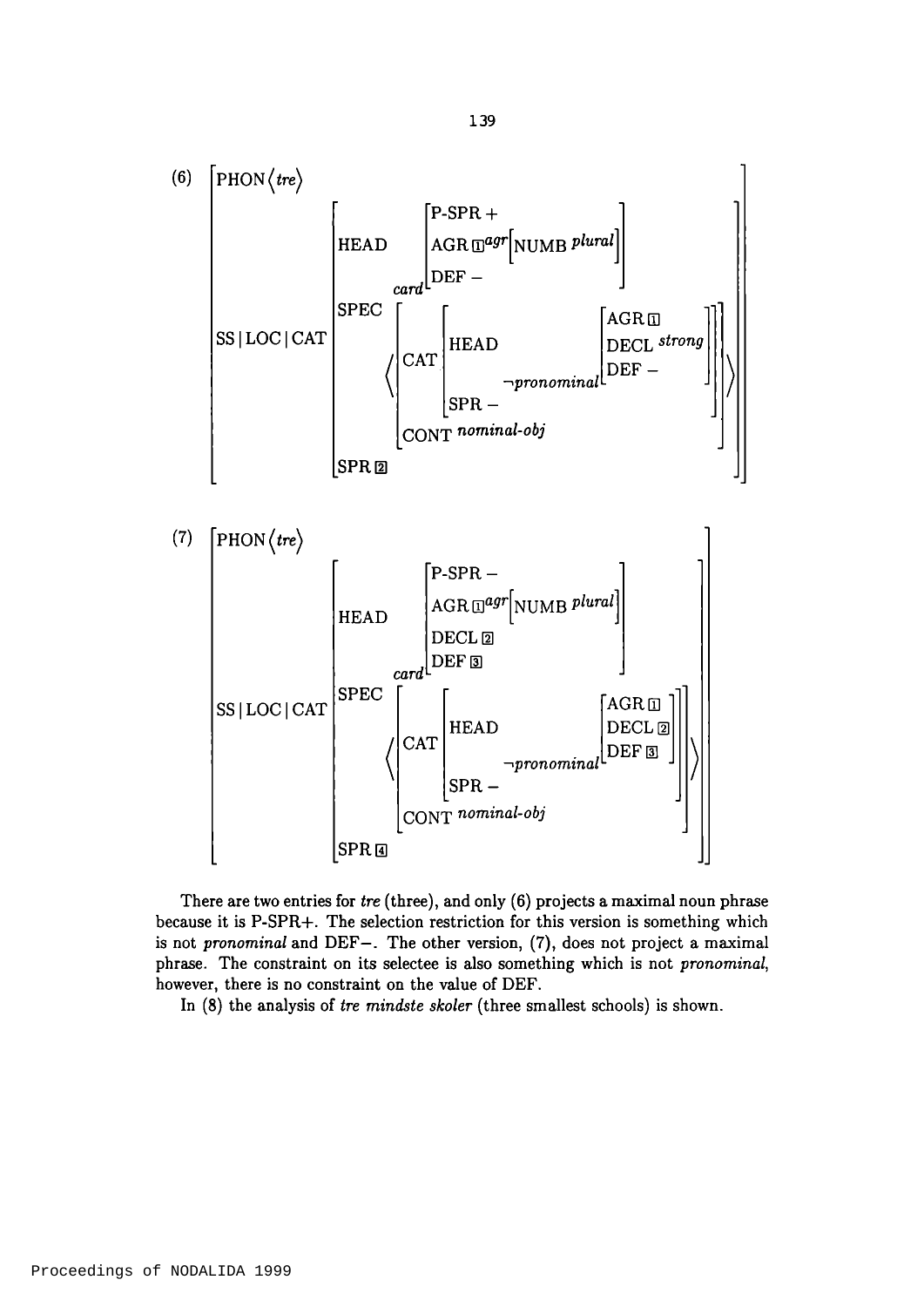(6)

$$
\begin{bmatrix}
\text{PHON}\langle \textit{tre} \rangle \\
\text{SS}\,|\,\text{LOC}\,|\,\text{CAT}
\begin{bmatrix}
\text{HEAD} & {}_{\textit{card}}\begin{bmatrix}
\text{P-SPR} + \\
\text{AGR} \boxed{1}^{\textit{agr}}\begin{bmatrix}\text{NUMB } \textit{plural}\end{bmatrix} \\
\text{DEF} -
\end{bmatrix} \\
\text{SPEC} & \left\langle \begin{bmatrix}
\text{CAT} \begin{bmatrix}
\text{HEAD} & {}_{\neg\textit{pronominal}}\begin{bmatrix}
\text{AGR} \boxed{1} \\
\text{DECL } \textit{strong} \\
\text{DEF} -
\end{bmatrix} \\
\text{SPR} -
\end{bmatrix} \\
\text{CONT } \textit{nominal-obj}
\end{bmatrix} \right\rangle \\
\text{SPR} \boxed{2}
\end{bmatrix}
\end{bmatrix}
$$

(7)

$$
\begin{bmatrix}
\text{PHON}\langle \textit{tre} \rangle \\
\text{SS}\,|\,\text{LOC}\,|\,\text{CAT}
\begin{bmatrix}
\text{HEAD} & {}_{\textit{card}}\begin{bmatrix}
\text{P-SPR} - \\
\text{AGR} \boxed{1}^{\textit{agr}}\begin{bmatrix}\text{NUMB } \textit{plural}\end{bmatrix} \\
\text{DECL} \boxed{2} \\
\text{DEF} \boxed{3}
\end{bmatrix} \\
\text{SPEC} & \left\langle \begin{bmatrix}
\text{CAT} \begin{bmatrix}
\text{HEAD} & {}_{\neg\textit{pronominal}}\begin{bmatrix}
\text{AGR} \boxed{1} \\
\text{DECL} \boxed{2} \\
\text{DEF} \boxed{3}
\end{bmatrix} \\
\text{SPR} -
\end{bmatrix} \\
\text{CONT } \textit{nominal-obj}
\end{bmatrix} \right\rangle \\
\text{SPR} \boxed{4}
\end{bmatrix}
\end{bmatrix}
$$

There are two entries for *tre* (three), and only (6) projects a maximal noun phrase because it is P-SPR+. The selection restriction for this version is something which is not *pronominal* and DEF−. The other version, (7), does not project a maximal phrase. The constraint on its selectee is also something which is not *pronominal*, however, there is no constraint on the value of DEF.

In (8) the analysis of *tre mindste skoler* (three smallest schools) is shown.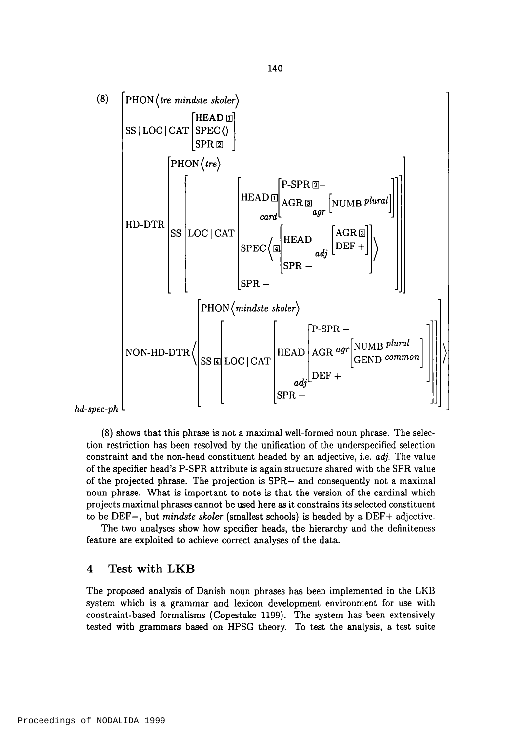(8)

$$
\left[\begin{array}{l}
\text{PHON}\langle \textit{tre mindste skoler}\rangle \\
\text{SS}\,|\,\text{LOC}\,|\,\text{CAT}\left[\begin{array}{l}\text{HEAD}\ \boxed{1}\\ \text{SPEC}\langle\rangle\\ \text{SPR}\ \boxed{2}\end{array}\right] \\
\text{HD-DTR}\left[\begin{array}{l}\text{PHON}\langle \textit{tre}\rangle\\
\text{SS}\left[\text{LOC}\,|\,\text{CAT}\left[\begin{array}{l}
\text{HEAD}\ \boxed{1}\,{}_{\textit{card}}\left[\begin{array}{l}\text{P-SPR}\ \boxed{2}-\\ \text{AGR}\ \boxed{3}\ {}_{\textit{agr}}\left[\text{NUMB}\ \textit{plural}\right]\end{array}\right]\\
\text{SPEC}\left\langle \boxed{4}\left[\begin{array}{l}\text{HEAD}\ {}_{\textit{adj}}\left[\begin{array}{l}\text{AGR}\ \boxed{3}\\ \text{DEF}\ +\end{array}\right]\\ \text{SPR}\ -\end{array}\right]\right\rangle\\
\text{SPR}\ -
\end{array}\right]\right]
\end{array}\right] \\
\text{NON-HD-DTR}\left\langle\left[\begin{array}{l}\text{PHON}\langle \textit{mindste skoler}\rangle\\
\text{SS}\ \boxed{4}\left[\text{LOC}\,|\,\text{CAT}\left[\begin{array}{l}
\text{HEAD}\ {}_{\textit{adj}}\left[\begin{array}{l}\text{P-SPR}\ -\\ \text{AGR}\ {}^{\textit{agr}}\left[\begin{array}{l}\text{NUMB}\ \textit{plural}\\ \text{GEND}\ \textit{common}\end{array}\right]\\ \text{DEF}\ +\end{array}\right]\\
\text{SPR}\ -
\end{array}\right]\right]
\end{array}\right]\right\rangle
\end{array}\right]_{\textit{hd-spec-ph}}
$$

(8) shows that this phrase is not a maximal well-formed noun phrase. The selection restriction has been resolved by the unification of the underspecified selection constraint and the non-head constituent headed by an adjective, i.e. *adj*. The value of the specifier head's P-SPR attribute is again structure shared with the SPR value of the projected phrase. The projection is SPR− and consequently not a maximal noun phrase. What is important to note is that the version of the cardinal which projects maximal phrases cannot be used here as it constrains its selected constituent to be DEF−, but *mindste skoler* (smallest schools) is headed by a DEF+ adjective.

The two analyses show how specifier heads, the hierarchy and the definiteness feature are exploited to achieve correct analyses of the data.

## 4 Test with LKB

The proposed analysis of Danish noun phrases has been implemented in the LKB system which is a grammar and lexicon development environment for use with constraint-based formalisms (Copestake 1199). The system has been extensively tested with grammars based on HPSG theory. To test the analysis, a test suite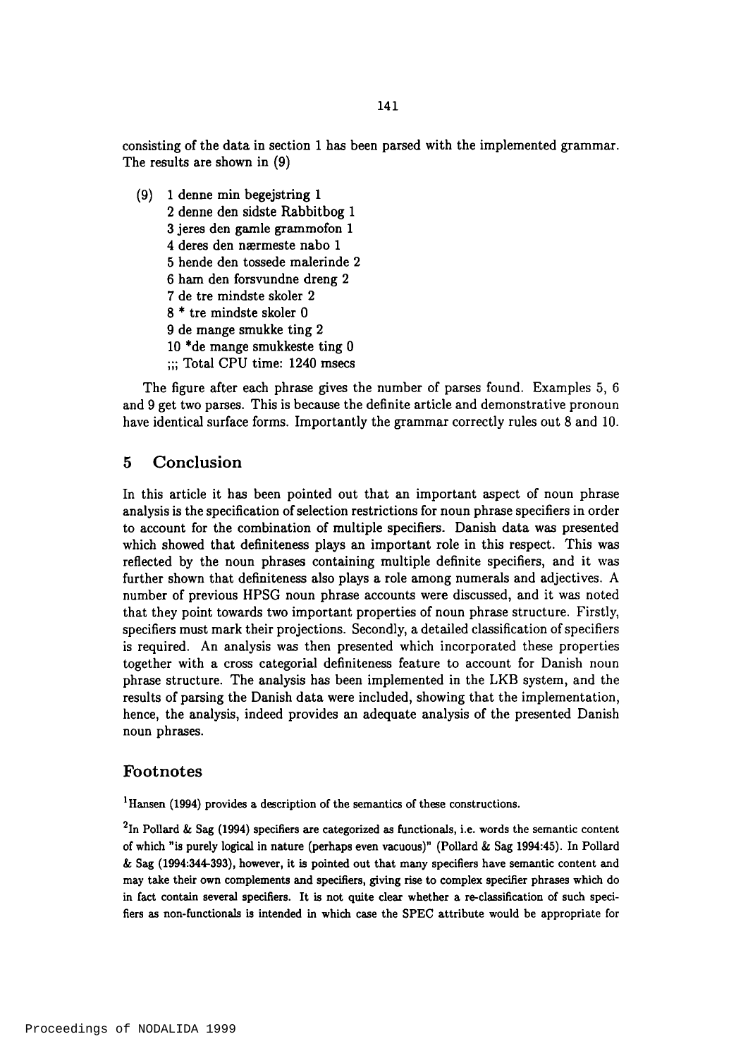consisting of the data in section 1 has been parsed with the implemented grammar. The results are shown in (9)

(9) 1 denne min begejstring 1
2 denne den sidste Rabbitbog 1
3 jeres den gamle grammofon 1
4 deres den nærmeste nabo 1
5 hende den tossede malerinde 2
6 ham den forsvundne dreng 2
7 de tre mindste skoler 2
8 * tre mindste skoler 0
9 de mange smukke ting 2
10 *de mange smukkeste ting 0
;;; Total CPU time: 1240 msecs

The figure after each phrase gives the number of parses found. Examples 5, 6 and 9 get two parses. This is because the definite article and demonstrative pronoun have identical surface forms. Importantly the grammar correctly rules out 8 and 10.

## 5 Conclusion

In this article it has been pointed out that an important aspect of noun phrase analysis is the specification of selection restrictions for noun phrase specifiers in order to account for the combination of multiple specifiers. Danish data was presented which showed that definiteness plays an important role in this respect. This was reflected by the noun phrases containing multiple definite specifiers, and it was further shown that definiteness also plays a role among numerals and adjectives. A number of previous HPSG noun phrase accounts were discussed, and it was noted that they point towards two important properties of noun phrase structure. Firstly, specifiers must mark their projections. Secondly, a detailed classification of specifiers is required. An analysis was then presented which incorporated these properties together with a cross categorial definiteness feature to account for Danish noun phrase structure. The analysis has been implemented in the LKB system, and the results of parsing the Danish data were included, showing that the implementation, hence, the analysis, indeed provides an adequate analysis of the presented Danish noun phrases.

## Footnotes

[1]Hansen (1994) provides a description of the semantics of these constructions.

[2]In Pollard & Sag (1994) specifiers are categorized as functionals, i.e. words the semantic content of which "is purely logical in nature (perhaps even vacuous)" (Pollard & Sag 1994:45). In Pollard & Sag (1994:344-393), however, it is pointed out that many specifiers have semantic content and may take their own complements and specifiers, giving rise to complex specifier phrases which do in fact contain several specifiers. It is not quite clear whether a re-classification of such specifiers as non-functionals is intended in which case the SPEC attribute would be appropriate for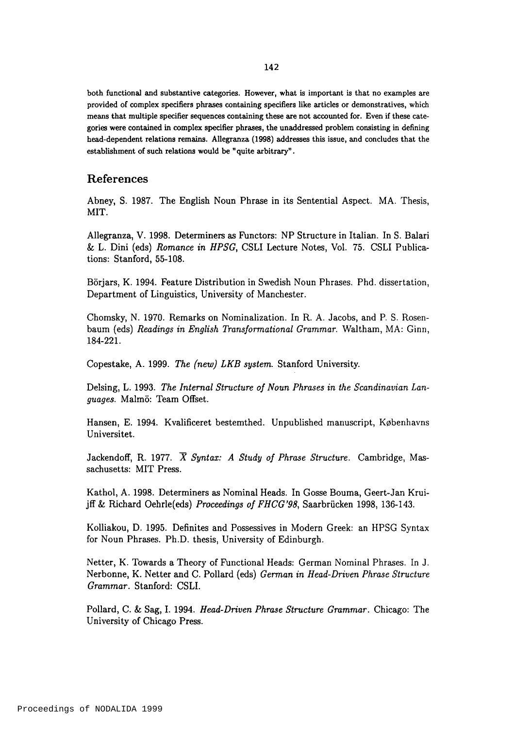both functional and substantive categories. However, what is important is that no examples are provided of complex specifiers phrases containing specifiers like articles or demonstratives, which means that multiple specifier sequences containing these are not accounted for. Even if these categories were contained in complex specifier phrases, the unaddressed problem consisting in defining head-dependent relations remains. Allegranza (1998) addresses this issue, and concludes that the establishment of such relations would be "quite arbitrary".

## References

Abney, S. 1987. The English Noun Phrase in its Sentential Aspect. MA. Thesis, MIT.

Allegranza, V. 1998. Determiners as Functors: NP Structure in Italian. In S. Balari & L. Dini (eds) *Romance in HPSG*, CSLI Lecture Notes, Vol. 75. CSLI Publications: Stanford, 55-108.

Börjars, K. 1994. Feature Distribution in Swedish Noun Phrases. Phd. dissertation, Department of Linguistics, University of Manchester.

Chomsky, N. 1970. Remarks on Nominalization. In R. A. Jacobs, and P. S. Rosenbaum (eds) *Readings in English Transformational Grammar.* Waltham, MA: Ginn, 184-221.

Copestake, A. 1999. *The (new) LKB system.* Stanford University.

Delsing, L. 1993. *The Internal Structure of Noun Phrases in the Scandinavian Languages.* Malmö: Team Offset.

Hansen, E. 1994. Kvalificeret bestemthed. Unpublished manuscript, Københavns Universitet.

Jackendoff, R. 1977. *$\overline{X}$ Syntax: A Study of Phrase Structure.* Cambridge, Massachusetts: MIT Press.

Kathol, A. 1998. Determiners as Nominal Heads. In Gosse Bouma, Geert-Jan Kruijff & Richard Oehrle(eds) *Proceedings of FHCG'98*, Saarbrücken 1998, 136-143.

Kolliakou, D. 1995. Definites and Possessives in Modern Greek: an HPSG Syntax for Noun Phrases. Ph.D. thesis, University of Edinburgh.

Netter, K. Towards a Theory of Functional Heads: German Nominal Phrases. In J. Nerbonne, K. Netter and C. Pollard (eds) *German in Head-Driven Phrase Structure Grammar*. Stanford: CSLI.

Pollard, C. & Sag, I. 1994. *Head-Driven Phrase Structure Grammar*. Chicago: The University of Chicago Press.